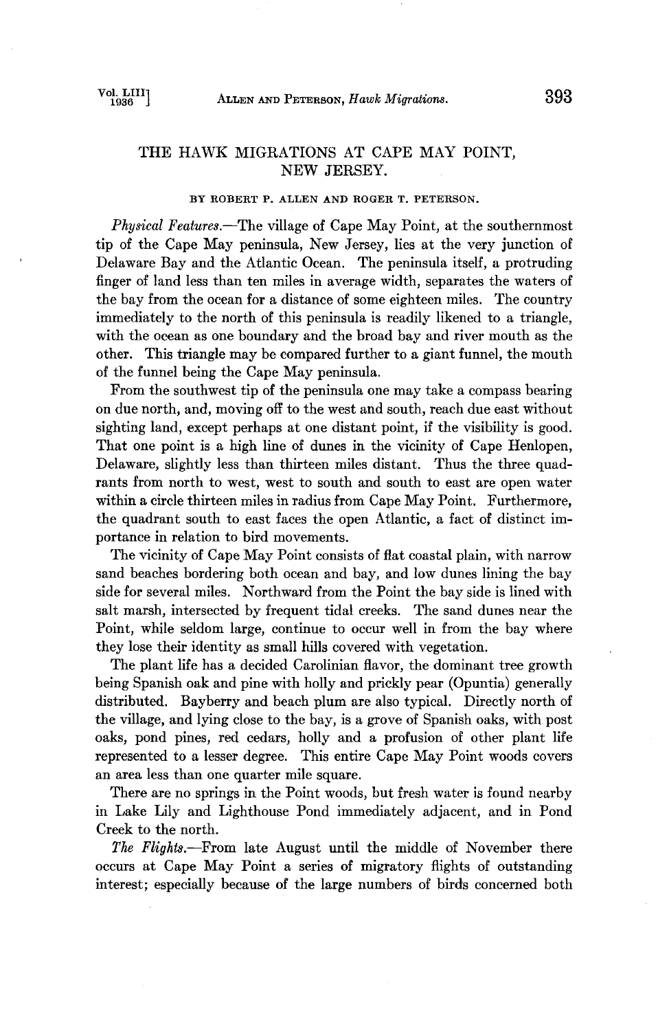# THE HAWK MIGRATIONS AT CAPE MAY POINT, NEW JERSEY.

BY ROBERT P. ALLEN AND ROGER T. PETERSON.

*Physical Features*.—The village of Cape May Point, at the southernmost tip of the Cape May peninsula, New Jersey, lies at the very junction of Delaware Bay and the Atlantic Ocean. The peninsula itself, a protruding finger of land less than ten miles in average width, separates the waters of the bay from the ocean for a distance of some eighteen miles. The country immediately to the north of this peninsula is readily likened to a triangle, with the ocean as one boundary and the broad bay and river mouth as the other. This triangle may be compared further to a giant funnel, the mouth of the funnel being the Cape May peninsula.

From the southwest tip of the peninsula one may take a compass bearing on due north, and, moving off to the west and south, reach due east without sighting land, except perhaps at one distant point, if the visibility is good. That one point is a high line of dunes in the vicinity of Cape Henlopen, Delaware, slightly less than thirteen miles distant. Thus the three quadrants from north to west, west to south and south to east are open water within a circle thirteen miles in radius from Cape May Point. Furthermore, the quadrant south to east faces the open Atlantic, a fact of distinct importance in relation to bird movements.

The vicinity of Cape May Point consists of flat coastal plain, with narrow sand beaches bordering both ocean and bay, and low dunes lining the bay side for several miles. Northward from the Point the bay side is lined with salt marsh, intersected by frequent tidal creeks. The sand dunes near the Point, while seldom large, continue to occur well in from the bay where they lose their identity as small hills covered with vegetation.

The plant life has a decided Carolinian flavor, the dominant tree growth being Spanish oak and pine with holly and prickly pear (Opuntia) generally distributed. Bayberry and beach plum are also typical. Directly north of the village, and lying close to the bay, is a grove of Spanish oaks, with post oaks, pond pines, red cedars, holly and a profusion of other plant life represented to a lesser degree. This entire Cape May Point woods covers an area less than one quarter mile square.

There are no springs in the Point woods, but fresh water is found nearby in Lake Lily and Lighthouse Pond immediately adjacent, and in Pond Creek to the north.

*The Flights*.—From late August until the middle of November there occurs at Cape May Point a series of migratory flights of outstanding interest; especially because of the large numbers of birds concerned both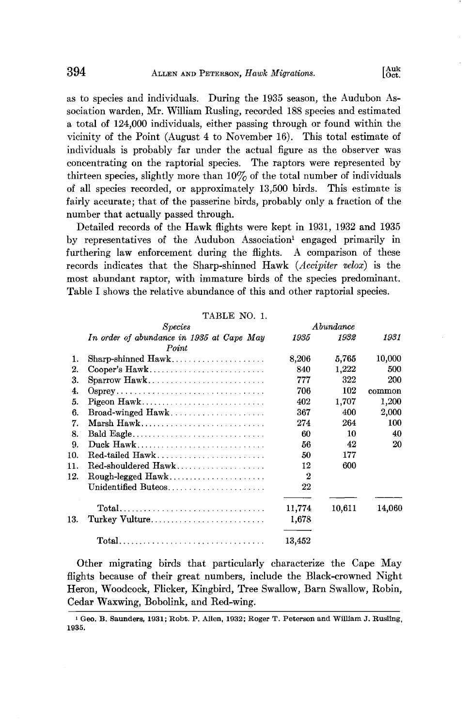as to species and individuals. During the 1935 season, the Audubon Association warden, Mr. William Rusling, recorded 188 species and estimated a total of 124,000 individuals, either passing through or found within the vicinity of the Point (August 4 to November 16). This total estimate of individuals is probably far under the actual figure as the observer was concentrating on the raptorial species. The raptors were represented by thirteen species, slightly more than 10% of the total number of individuals of all species recorded, or approximately 13,500 birds. This estimate is fairly accurate; that of the passerine birds, probably only a fraction of the number that actually passed through.

Detailed records of the Hawk flights were kept in 1931, 1932 and 1935 by representatives of the Audubon Association[1] engaged primarily in furthering law enforcement during the flights. A comparison of these records indicates that the Sharp-shinned Hawk (*Accipiter velox*) is the most abundant raptor, with immature birds of the species predominant. Table I shows the relative abundance of this and other raptorial species.

TABLE NO. 1.

| | *Species* *In order of abundance in 1935 at Cape May Point* | *Abundance* *1935* | *1932* | *1931* |
|---|---|---|---|---|
| 1. | Sharp-shinned Hawk | 8,206 | 5,765 | 10,000 |
| 2. | Cooper's Hawk | 840 | 1,222 | 500 |
| 3. | Sparrow Hawk | 777 | 322 | 200 |
| 4. | Osprey | 706 | 102 | common |
| 5. | Pigeon Hawk | 402 | 1,707 | 1,200 |
| 6. | Broad-winged Hawk | 367 | 400 | 2,000 |
| 7. | Marsh Hawk | 274 | 264 | 100 |
| 8. | Bald Eagle | 60 | 10 | 40 |
| 9. | Duck Hawk | 56 | 42 | 20 |
| 10. | Red-tailed Hawk | 50 | 177 | |
| 11. | Red-shouldered Hawk | 12 | 600 | |
| 12. | Rough-legged Hawk | 2 | | |
| | Unidentified Buteos | 22 | | |
| | Total | 11,774 | 10,611 | 14,060 |
| 13. | Turkey Vulture | 1,678 | | |
| | Total | 13,452 | | |

Other migrating birds that particularly characterize the Cape May flights because of their great numbers, include the Black-crowned Night Heron, Woodcock, Flicker, Kingbird, Tree Swallow, Barn Swallow, Robin, Cedar Waxwing, Bobolink, and Red-wing.

[1] Geo. B. Saunders, 1931; Robt. P. Allen, 1932; Roger T. Peterson and William J. Rusling, 1935.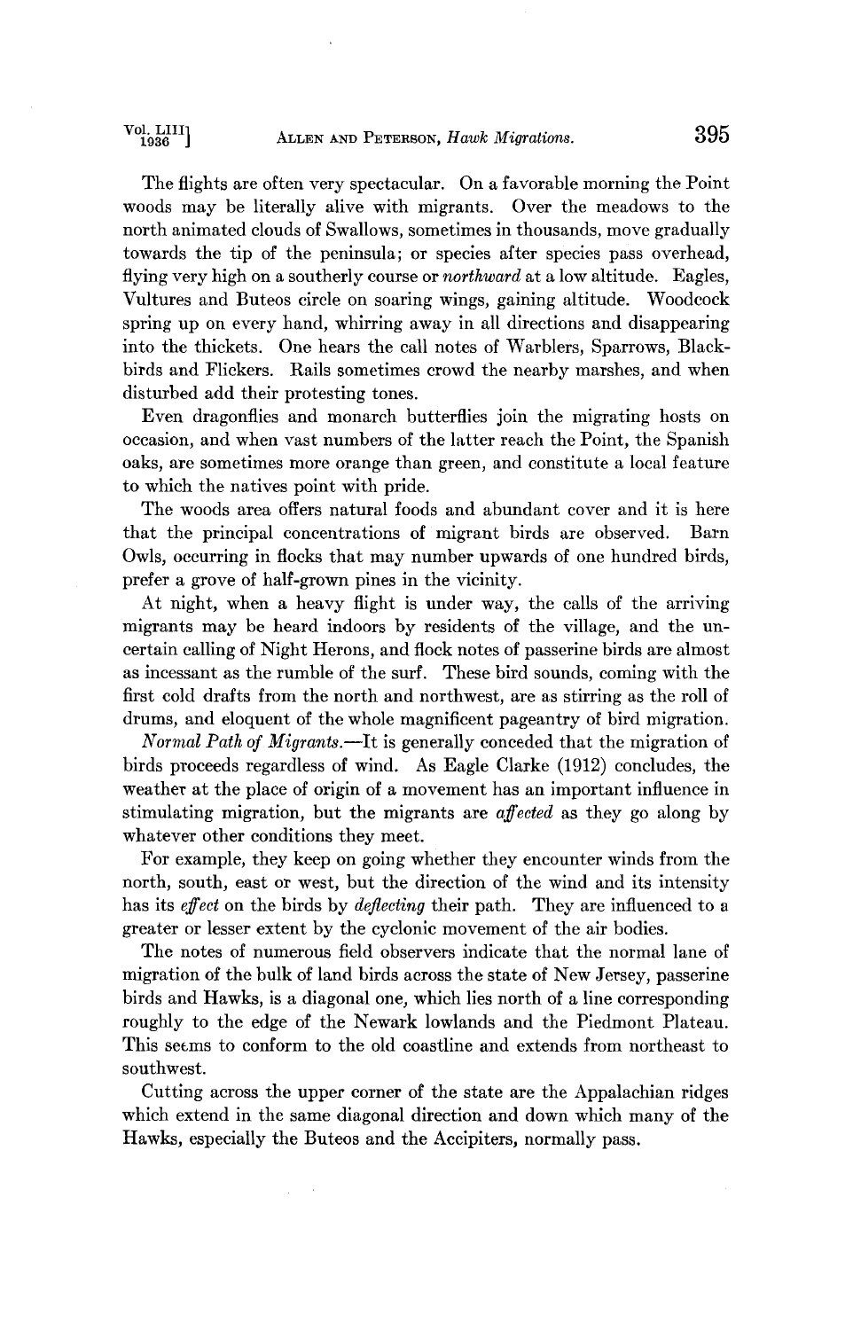The flights are often very spectacular. On a favorable morning the Point woods may be literally alive with migrants. Over the meadows to the north animated clouds of Swallows, sometimes in thousands, move gradually towards the tip of the peninsula; or species after species pass overhead, flying very high on a southerly course or *northward* at a low altitude. Eagles, Vultures and Buteos circle on soaring wings, gaining altitude. Woodcock spring up on every hand, whirring away in all directions and disappearing into the thickets. One hears the call notes of Warblers, Sparrows, Blackbirds and Flickers. Rails sometimes crowd the nearby marshes, and when disturbed add their protesting tones.

Even dragonflies and monarch butterflies join the migrating hosts on occasion, and when vast numbers of the latter reach the Point, the Spanish oaks, are sometimes more orange than green, and constitute a local feature to which the natives point with pride.

The woods area offers natural foods and abundant cover and it is here that the principal concentrations of migrant birds are observed. Barn Owls, occurring in flocks that may number upwards of one hundred birds, prefer a grove of half-grown pines in the vicinity.

At night, when a heavy flight is under way, the calls of the arriving migrants may be heard indoors by residents of the village, and the uncertain calling of Night Herons, and flock notes of passerine birds are almost as incessant as the rumble of the surf. These bird sounds, coming with the first cold drafts from the north and northwest, are as stirring as the roll of drums, and eloquent of the whole magnificent pageantry of bird migration.

*Normal Path of Migrants.*—It is generally conceded that the migration of birds proceeds regardless of wind. As Eagle Clarke (1912) concludes, the weather at the place of origin of a movement has an important influence in stimulating migration, but the migrants are *affected* as they go along by whatever other conditions they meet.

For example, they keep on going whether they encounter winds from the north, south, east or west, but the direction of the wind and its intensity has its *effect* on the birds by *deflecting* their path. They are influenced to a greater or lesser extent by the cyclonic movement of the air bodies.

The notes of numerous field observers indicate that the normal lane of migration of the bulk of land birds across the state of New Jersey, passerine birds and Hawks, is a diagonal one, which lies north of a line corresponding roughly to the edge of the Newark lowlands and the Piedmont Plateau. This seems to conform to the old coastline and extends from northeast to southwest.

Cutting across the upper corner of the state are the Appalachian ridges which extend in the same diagonal direction and down which many of the Hawks, especially the Buteos and the Accipiters, normally pass.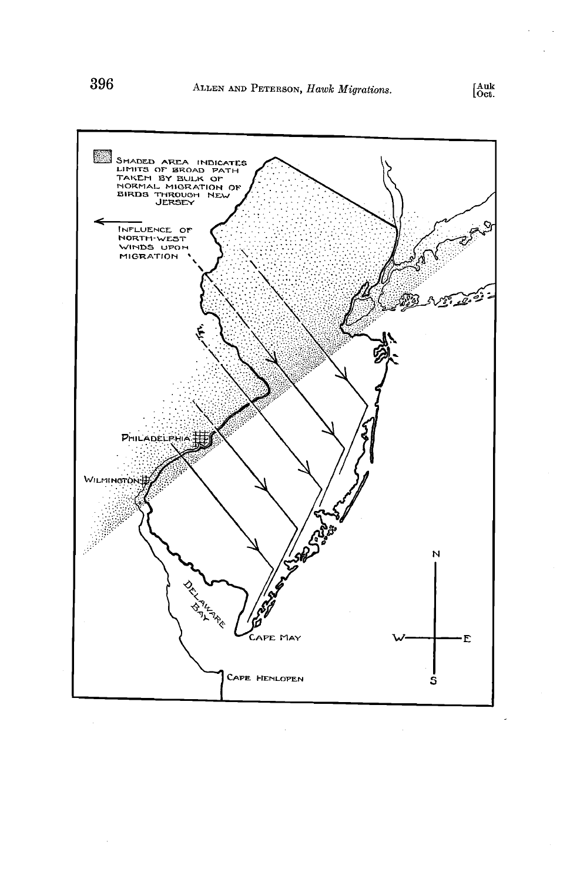SHADED AREA INDICATES LIMITS OF BROAD PATH TAKEN BY BULK OF NORMAL MIGRATION OF BIRDS THROUGH NEW JERSEY

INFLUENCE OF NORTH-WEST WINDS UPON MIGRATION

PHILADELPHIA

WILMINGTON

DELAWARE BAY

CAPE MAY

CAPE HENLOPEN

N

W — E

S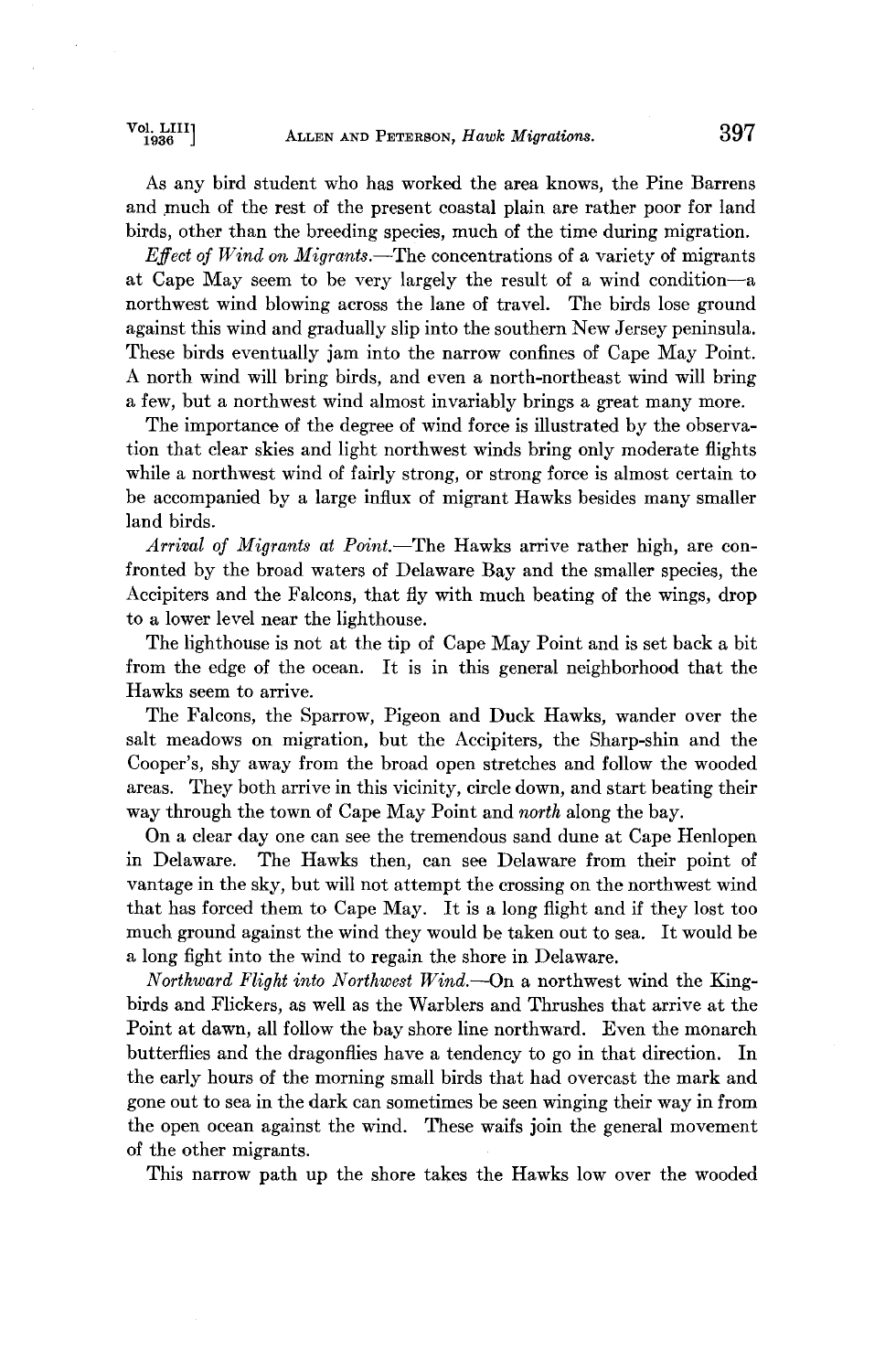As any bird student who has worked the area knows, the Pine Barrens and much of the rest of the present coastal plain are rather poor for land birds, other than the breeding species, much of the time during migration.

*Effect of Wind on Migrants*.—The concentrations of a variety of migrants at Cape May seem to be very largely the result of a wind condition—a northwest wind blowing across the lane of travel. The birds lose ground against this wind and gradually slip into the southern New Jersey peninsula. These birds eventually jam into the narrow confines of Cape May Point. A north wind will bring birds, and even a north-northeast wind will bring a few, but a northwest wind almost invariably brings a great many more.

The importance of the degree of wind force is illustrated by the observation that clear skies and light northwest winds bring only moderate flights while a northwest wind of fairly strong, or strong force is almost certain to be accompanied by a large influx of migrant Hawks besides many smaller land birds.

*Arrival of Migrants at Point*.—The Hawks arrive rather high, are confronted by the broad waters of Delaware Bay and the smaller species, the Accipiters and the Falcons, that fly with much beating of the wings, drop to a lower level near the lighthouse.

The lighthouse is not at the tip of Cape May Point and is set back a bit from the edge of the ocean. It is in this general neighborhood that the Hawks seem to arrive.

The Falcons, the Sparrow, Pigeon and Duck Hawks, wander over the salt meadows on migration, but the Accipiters, the Sharp-shin and the Cooper's, shy away from the broad open stretches and follow the wooded areas. They both arrive in this vicinity, circle down, and start beating their way through the town of Cape May Point and *north* along the bay.

On a clear day one can see the tremendous sand dune at Cape Henlopen in Delaware. The Hawks then, can see Delaware from their point of vantage in the sky, but will not attempt the crossing on the northwest wind that has forced them to Cape May. It is a long flight and if they lost too much ground against the wind they would be taken out to sea. It would be a long fight into the wind to regain the shore in Delaware.

*Northward Flight into Northwest Wind*.—On a northwest wind the Kingbirds and Flickers, as well as the Warblers and Thrushes that arrive at the Point at dawn, all follow the bay shore line northward. Even the monarch butterflies and the dragonflies have a tendency to go in that direction. In the early hours of the morning small birds that had overcast the mark and gone out to sea in the dark can sometimes be seen winging their way in from the open ocean against the wind. These waifs join the general movement of the other migrants.

This narrow path up the shore takes the Hawks low over the wooded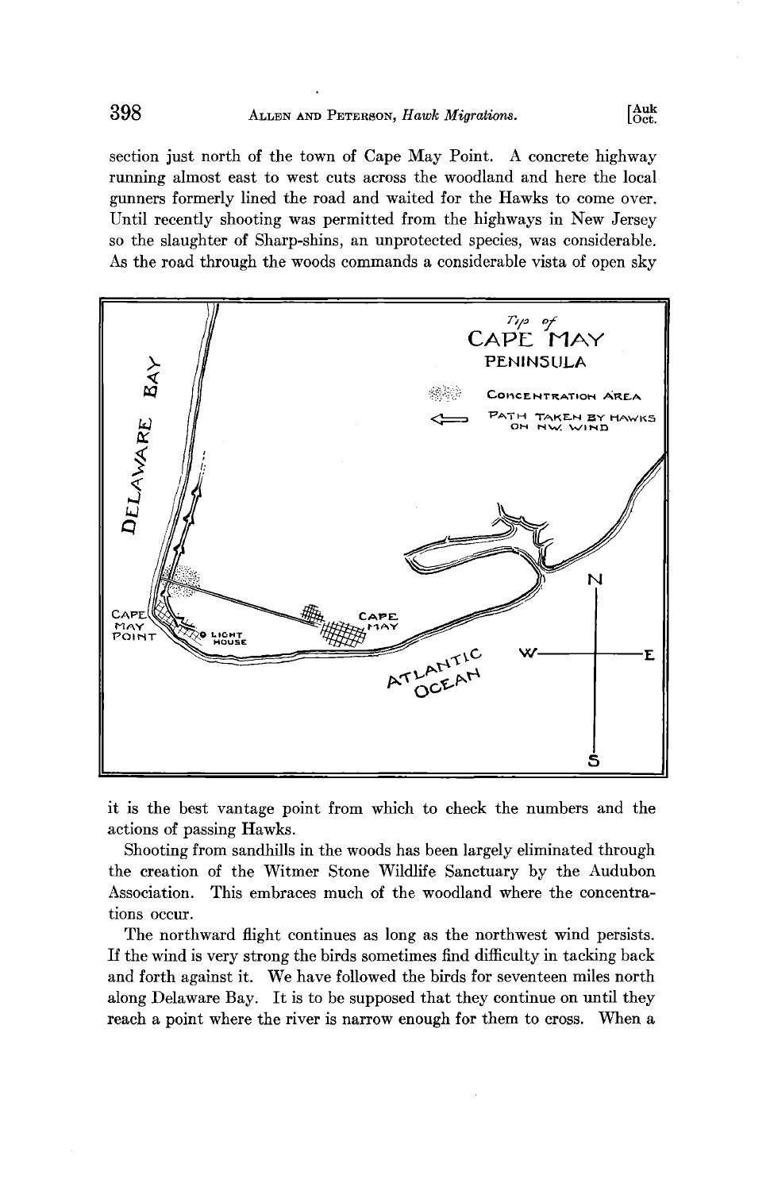section just north of the town of Cape May Point. A concrete highway running almost east to west cuts across the woodland and here the local gunners formerly lined the road and waited for the Hawks to come over. Until recently shooting was permitted from the highways in New Jersey so the slaughter of Sharp-shins, an unprotected species, was considerable. As the road through the woods commands a considerable vista of open sky it is the best vantage point from which to check the numbers and the actions of passing Hawks.

Shooting from sandhills in the woods has been largely eliminated through the creation of the Witmer Stone Wildlife Sanctuary by the Audubon Association. This embraces much of the woodland where the concentrations occur.

The northward flight continues as long as the northwest wind persists. If the wind is very strong the birds sometimes find difficulty in tacking back and forth against it. We have followed the birds for seventeen miles north along Delaware Bay. It is to be supposed that they continue on until they reach a point where the river is narrow enough for them to cross. When a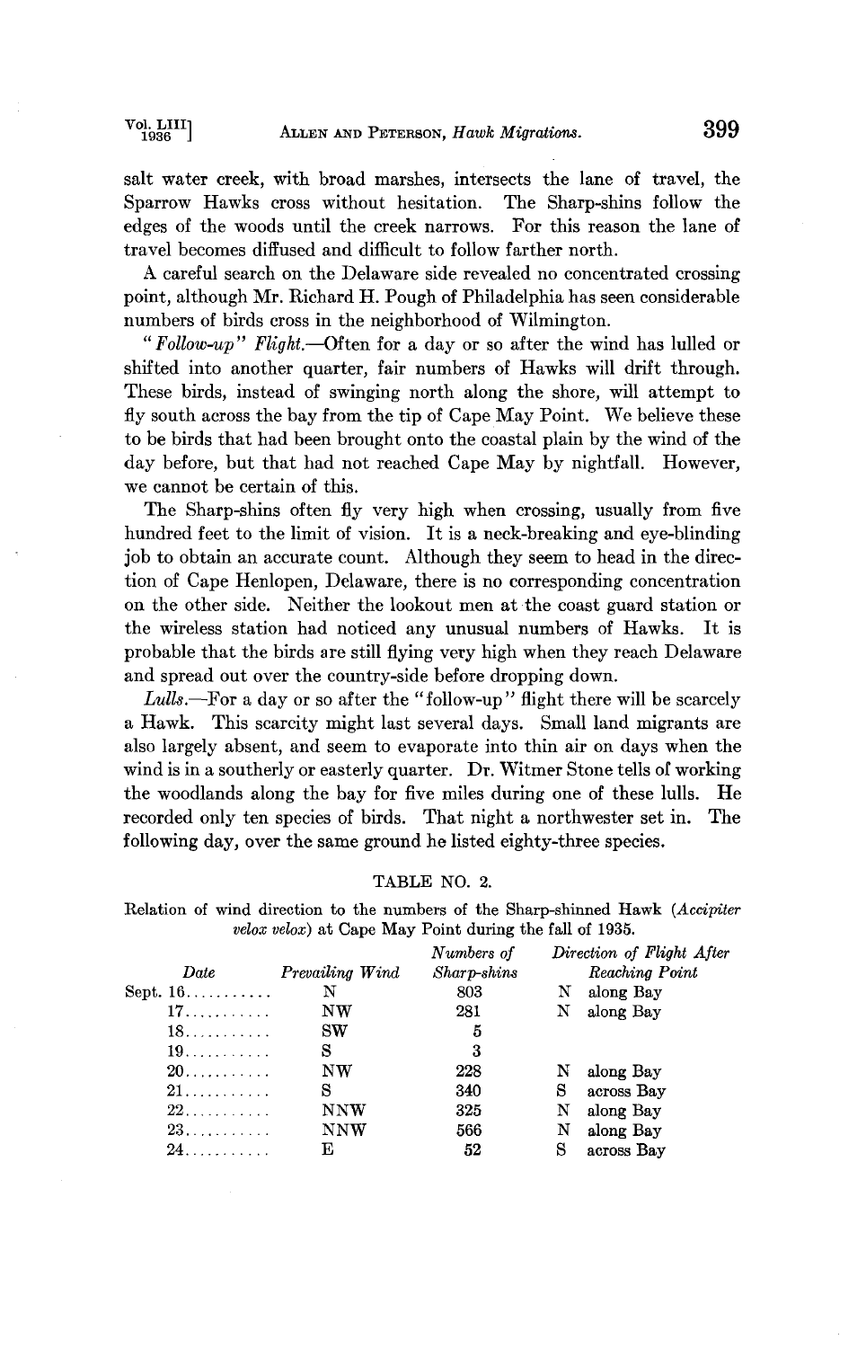salt water creek, with broad marshes, intersects the lane of travel, the Sparrow Hawks cross without hesitation. The Sharp-shins follow the edges of the woods until the creek narrows. For this reason the lane of travel becomes diffused and difficult to follow farther north.

A careful search on the Delaware side revealed no concentrated crossing point, although Mr. Richard H. Pough of Philadelphia has seen considerable numbers of birds cross in the neighborhood of Wilmington.

*"Follow-up" Flight.*—Often for a day or so after the wind has lulled or shifted into another quarter, fair numbers of Hawks will drift through. These birds, instead of swinging north along the shore, will attempt to fly south across the bay from the tip of Cape May Point. We believe these to be birds that had been brought onto the coastal plain by the wind of the day before, but that had not reached Cape May by nightfall. However, we cannot be certain of this.

The Sharp-shins often fly very high when crossing, usually from five hundred feet to the limit of vision. It is a neck-breaking and eye-blinding job to obtain an accurate count. Although they seem to head in the direction of Cape Henlopen, Delaware, there is no corresponding concentration on the other side. Neither the lookout men at the coast guard station or the wireless station had noticed any unusual numbers of Hawks. It is probable that the birds are still flying very high when they reach Delaware and spread out over the country-side before dropping down.

*Lulls.*—For a day or so after the "follow-up" flight there will be scarcely a Hawk. This scarcity might last several days. Small land migrants are also largely absent, and seem to evaporate into thin air on days when the wind is in a southerly or easterly quarter. Dr. Witmer Stone tells of working the woodlands along the bay for five miles during one of these lulls. He recorded only ten species of birds. That night a northwester set in. The following day, over the same ground he listed eighty-three species.

TABLE NO. 2.

Relation of wind direction to the numbers of the Sharp-shinned Hawk (*Accipiter velox velox*) at Cape May Point during the fall of 1935.

| *Date* | *Prevailing Wind* | *Numbers of Sharp-shins* | *Direction of Flight After Reaching Point* |
|---|---|---|---|
| Sept. 16 | N | 803 | N along Bay |
| 17 | NW | 281 | N along Bay |
| 18 | SW | 5 | |
| 19 | S | 3 | |
| 20 | NW | 228 | N along Bay |
| 21 | S | 340 | S across Bay |
| 22 | NNW | 325 | N along Bay |
| 23 | NNW | 566 | N along Bay |
| 24 | E | 52 | S across Bay |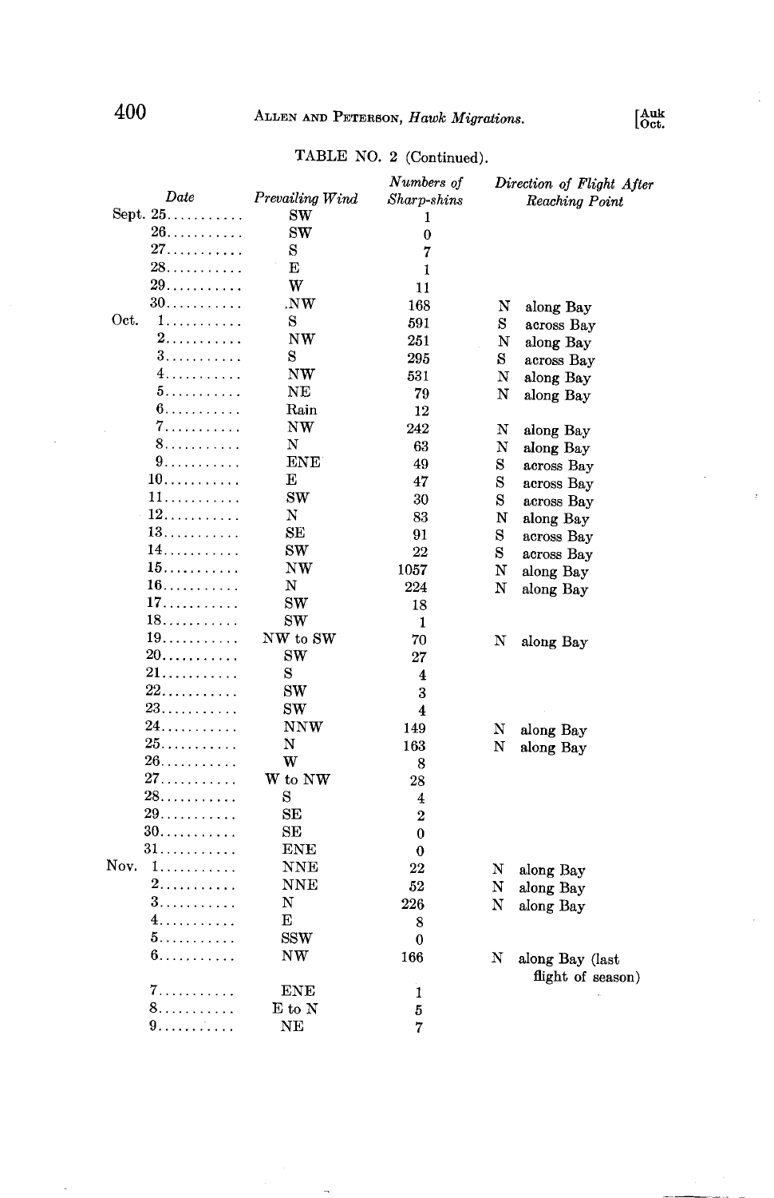TABLE NO. 2 (Continued).

| Date | Prevailing Wind | Numbers of Sharp-shins | Direction of Flight After Reaching Point |
|---|---|---|---|
| Sept. 25 | SW | 1 | |
| 26 | SW | 0 | |
| 27 | S | 7 | |
| 28 | E | 1 | |
| 29 | W | 11 | |
| 30 | .NW | 168 | N along Bay |
| Oct. 1 | S | 591 | S across Bay |
| 2 | NW | 251 | N along Bay |
| 3 | S | 295 | S across Bay |
| 4 | NW | 531 | N along Bay |
| 5 | NE | 79 | N along Bay |
| 6 | Rain | 12 | |
| 7 | NW | 242 | N along Bay |
| 8 | N | 63 | N along Bay |
| 9 | ENE | 49 | S across Bay |
| 10 | E | 47 | S across Bay |
| 11 | SW | 30 | S across Bay |
| 12 | N | 83 | N along Bay |
| 13 | SE | 91 | S across Bay |
| 14 | SW | 22 | S across Bay |
| 15 | NW | 1057 | N along Bay |
| 16 | N | 224 | N along Bay |
| 17 | SW | 18 | |
| 18 | SW | 1 | |
| 19 | NW to SW | 70 | N along Bay |
| 20 | SW | 27 | |
| 21 | S | 4 | |
| 22 | SW | 3 | |
| 23 | SW | 4 | |
| 24 | NNW | 149 | N along Bay |
| 25 | N | 163 | N along Bay |
| 26 | W | 8 | |
| 27 | W to NW | 28 | |
| 28 | S | 4 | |
| 29 | SE | 2 | |
| 30 | SE | 0 | |
| 31 | ENE | 0 | |
| Nov. 1 | NNE | 22 | N along Bay |
| 2 | NNE | 52 | N along Bay |
| 3 | N | 226 | N along Bay |
| 4 | E | 8 | |
| 5 | SSW | 0 | |
| 6 | NW | 166 | N along Bay (last flight of season) |
| 7 | ENE | 1 | |
| 8 | E to N | 5 | |
| 9 | NE | 7 | |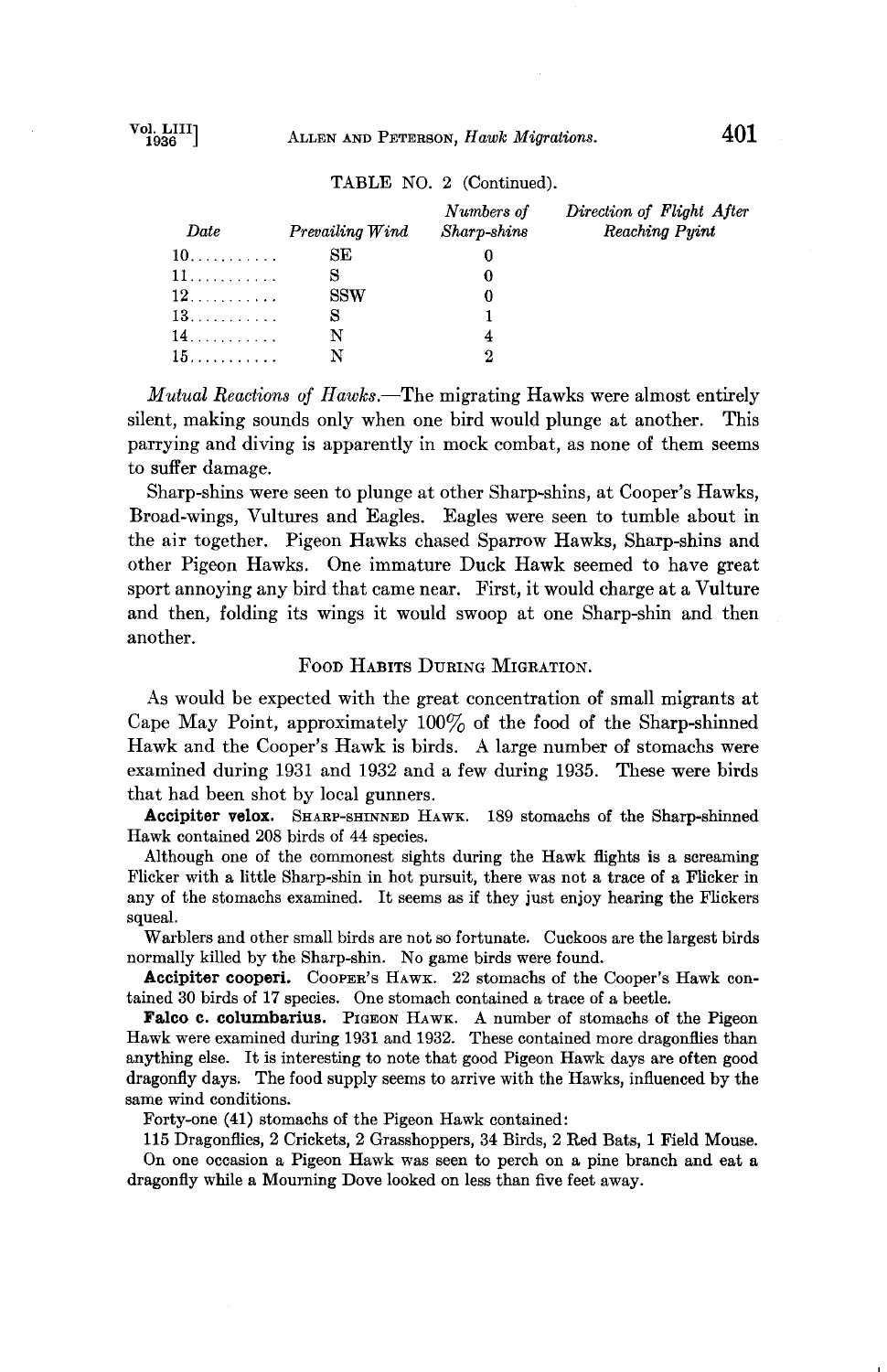TABLE NO. 2 (Continued).

| *Date* | *Prevailing Wind* | *Numbers of Sharp-shins* | *Direction of Flight After Reaching Pyint* |
|---|---|---|---|
| 10........... | SE | 0 | |
| 11........... | S | 0 | |
| 12........... | SSW | 0 | |
| 13........... | S | 1 | |
| 14........... | N | 4 | |
| 15........... | N | 2 | |

*Mutual Reactions of Hawks.*—The migrating Hawks were almost entirely silent, making sounds only when one bird would plunge at another. This parrying and diving is apparently in mock combat, as none of them seems to suffer damage.

Sharp-shins were seen to plunge at other Sharp-shins, at Cooper's Hawks, Broad-wings, Vultures and Eagles. Eagles were seen to tumble about in the air together. Pigeon Hawks chased Sparrow Hawks, Sharp-shins and other Pigeon Hawks. One immature Duck Hawk seemed to have great sport annoying any bird that came near. First, it would charge at a Vulture and then, folding its wings it would swoop at one Sharp-shin and then another.

## FOOD HABITS DURING MIGRATION.

As would be expected with the great concentration of small migrants at Cape May Point, approximately 100% of the food of the Sharp-shinned Hawk and the Cooper's Hawk is birds. A large number of stomachs were examined during 1931 and 1932 and a few during 1935. These were birds that had been shot by local gunners.

**Accipiter velox.** SHARP-SHINNED HAWK. 189 stomachs of the Sharp-shinned Hawk contained 208 birds of 44 species.

Although one of the commonest sights during the Hawk flights is a screaming Flicker with a little Sharp-shin in hot pursuit, there was not a trace of a Flicker in any of the stomachs examined. It seems as if they just enjoy hearing the Flickers squeal.

Warblers and other small birds are not so fortunate. Cuckoos are the largest birds normally killed by the Sharp-shin. No game birds were found.

**Accipiter cooperi.** COOPER'S HAWK. 22 stomachs of the Cooper's Hawk contained 30 birds of 17 species. One stomach contained a trace of a beetle.

**Falco c. columbarius.** PIGEON HAWK. A number of stomachs of the Pigeon Hawk were examined during 1931 and 1932. These contained more dragonflies than anything else. It is interesting to note that good Pigeon Hawk days are often good dragonfly days. The food supply seems to arrive with the Hawks, influenced by the same wind conditions.

Forty-one (41) stomachs of the Pigeon Hawk contained:

115 Dragonflies, 2 Crickets, 2 Grasshoppers, 34 Birds, 2 Red Bats, 1 Field Mouse.

On one occasion a Pigeon Hawk was seen to perch on a pine branch and eat a dragonfly while a Mourning Dove looked on less than five feet away.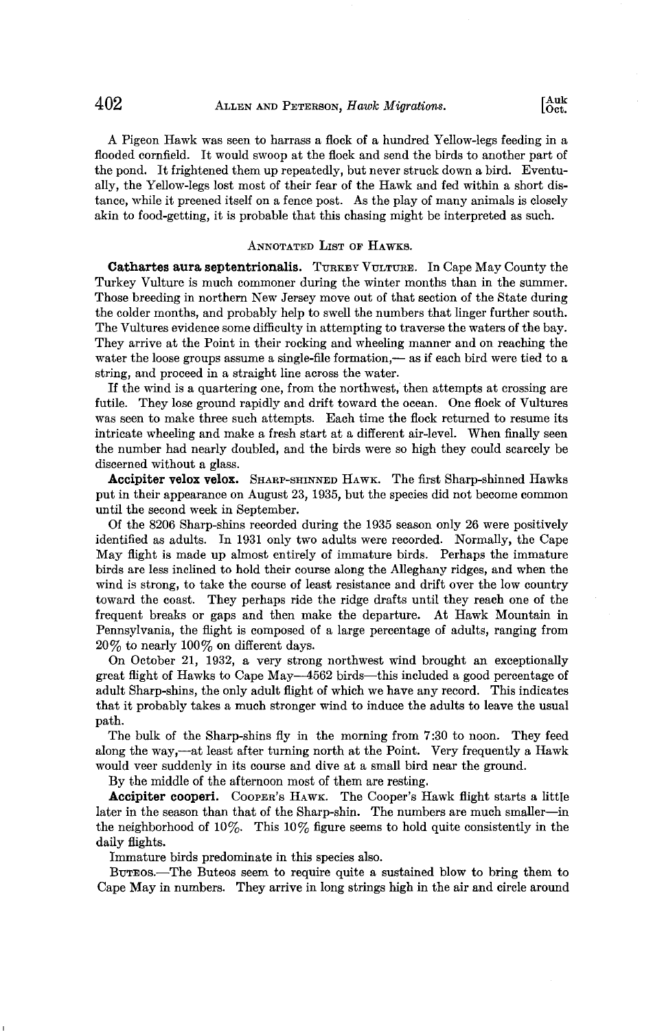A Pigeon Hawk was seen to harrass a flock of a hundred Yellow-legs feeding in a flooded cornfield. It would swoop at the flock and send the birds to another part of the pond. It frightened them up repeatedly, but never struck down a bird. Eventually, the Yellow-legs lost most of their fear of the Hawk and fed within a short distance, while it preened itself on a fence post. As the play of many animals is closely akin to food-getting, it is probable that this chasing might be interpreted as such.

## Annotated List of Hawks.

**Cathartes aura septentrionalis.** Turkey Vulture. In Cape May County the Turkey Vulture is much commoner during the winter months than in the summer. Those breeding in northern New Jersey move out of that section of the State during the colder months, and probably help to swell the numbers that linger further south. The Vultures evidence some difficulty in attempting to traverse the waters of the bay. They arrive at the Point in their rocking and wheeling manner and on reaching the water the loose groups assume a single-file formation,— as if each bird were tied to a string, and proceed in a straight line across the water.

If the wind is a quartering one, from the northwest, then attempts at crossing are futile. They lose ground rapidly and drift toward the ocean. One flock of Vultures was seen to make three such attempts. Each time the flock returned to resume its intricate wheeling and make a fresh start at a different air-level. When finally seen the number had nearly doubled, and the birds were so high they could scarcely be discerned without a glass.

**Accipiter velox velox.** Sharp-shinned Hawk. The first Sharp-shinned Hawks put in their appearance on August 23, 1935, but the species did not become common until the second week in September.

Of the 8206 Sharp-shins recorded during the 1935 season only 26 were positively identified as adults. In 1931 only two adults were recorded. Normally, the Cape May flight is made up almost entirely of immature birds. Perhaps the immature birds are less inclined to hold their course along the Alleghany ridges, and when the wind is strong, to take the course of least resistance and drift over the low country toward the coast. They perhaps ride the ridge drafts until they reach one of the frequent breaks or gaps and then make the departure. At Hawk Mountain in Pennsylvania, the flight is composed of a large percentage of adults, ranging from 20% to nearly 100% on different days.

On October 21, 1932, a very strong northwest wind brought an exceptionally great flight of Hawks to Cape May—4562 birds—this included a good percentage of adult Sharp-shins, the only adult flight of which we have any record. This indicates that it probably takes a much stronger wind to induce the adults to leave the usual path.

The bulk of the Sharp-shins fly in the morning from 7:30 to noon. They feed along the way,—at least after turning north at the Point. Very frequently a Hawk would veer suddenly in its course and dive at a small bird near the ground.

By the middle of the afternoon most of them are resting.

**Accipiter cooperi.** Cooper's Hawk. The Cooper's Hawk flight starts a little later in the season than that of the Sharp-shin. The numbers are much smaller—in the neighborhood of 10%. This 10% figure seems to hold quite consistently in the daily flights.

Immature birds predominate in this species also.

Buteos.—The Buteos seem to require quite a sustained blow to bring them to Cape May in numbers. They arrive in long strings high in the air and circle around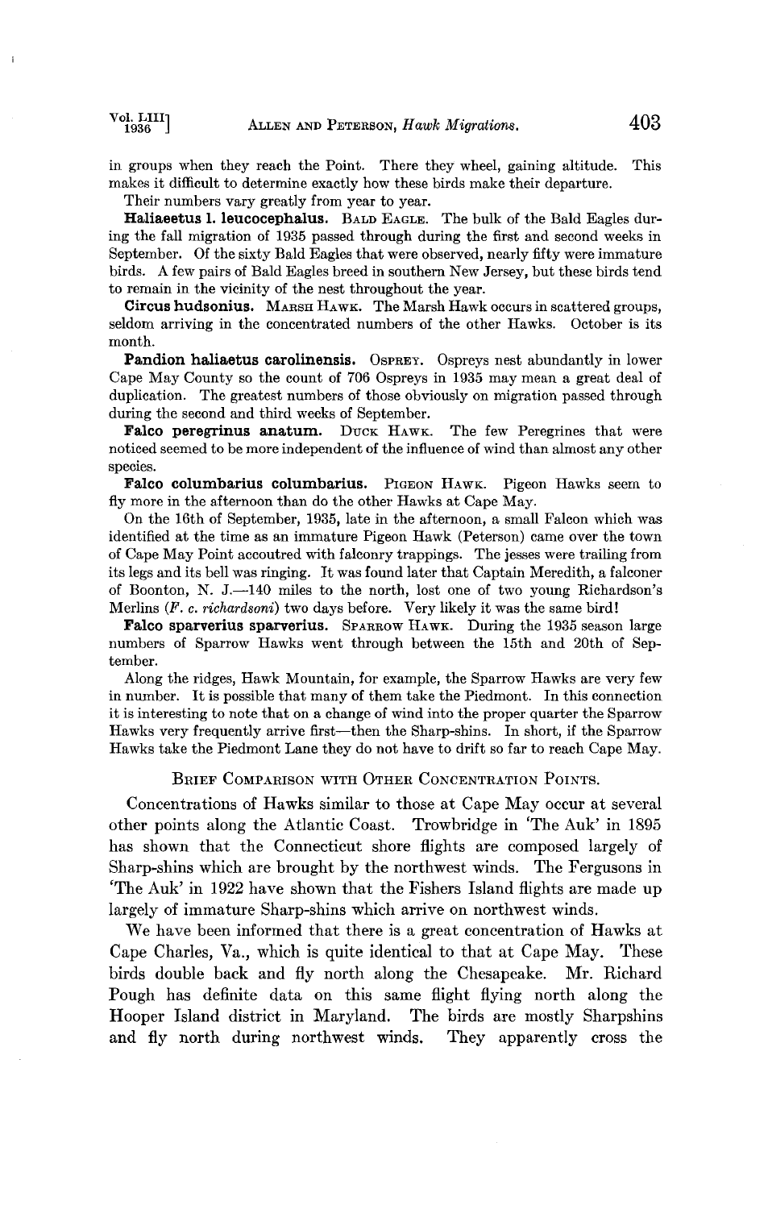in groups when they reach the Point. There they wheel, gaining altitude. This makes it difficult to determine exactly how these birds make their departure.

Their numbers vary greatly from year to year.

**Haliaeetus l. leucocephalus.** Bald Eagle. The bulk of the Bald Eagles during the fall migration of 1935 passed through during the first and second weeks in September. Of the sixty Bald Eagles that were observed, nearly fifty were immature birds. A few pairs of Bald Eagles breed in southern New Jersey, but these birds tend to remain in the vicinity of the nest throughout the year.

**Circus hudsonius.** Marsh Hawk. The Marsh Hawk occurs in scattered groups, seldom arriving in the concentrated numbers of the other Hawks. October is its month.

**Pandion haliaetus carolinensis.** Osprey. Ospreys nest abundantly in lower Cape May County so the count of 706 Ospreys in 1935 may mean a great deal of duplication. The greatest numbers of those obviously on migration passed through during the second and third weeks of September.

**Falco peregrinus anatum.** Duck Hawk. The few Peregrines that were noticed seemed to be more independent of the influence of wind than almost any other species.

**Falco columbarius columbarius.** Pigeon Hawk. Pigeon Hawks seem to fly more in the afternoon than do the other Hawks at Cape May.

On the 16th of September, 1935, late in the afternoon, a small Falcon which was identified at the time as an immature Pigeon Hawk (Peterson) came over the town of Cape May Point accoutred with falconry trappings. The jesses were trailing from its legs and its bell was ringing. It was found later that Captain Meredith, a falconer of Boonton, N. J.—140 miles to the north, lost one of two young Richardson's Merlins (*F. c. richardsoni*) two days before. Very likely it was the same bird!

**Falco sparverius sparverius.** Sparrow Hawk. During the 1935 season large numbers of Sparrow Hawks went through between the 15th and 20th of September.

Along the ridges, Hawk Mountain, for example, the Sparrow Hawks are very few in number. It is possible that many of them take the Piedmont. In this connection it is interesting to note that on a change of wind into the proper quarter the Sparrow Hawks very frequently arrive first—then the Sharp-shins. In short, if the Sparrow Hawks take the Piedmont Lane they do not have to drift so far to reach Cape May.

## Brief Comparison with Other Concentration Points.

Concentrations of Hawks similar to those at Cape May occur at several other points along the Atlantic Coast. Trowbridge in 'The Auk' in 1895 has shown that the Connecticut shore flights are composed largely of Sharp-shins which are brought by the northwest winds. The Fergusons in 'The Auk' in 1922 have shown that the Fishers Island flights are made up largely of immature Sharp-shins which arrive on northwest winds.

We have been informed that there is a great concentration of Hawks at Cape Charles, Va., which is quite identical to that at Cape May. These birds double back and fly north along the Chesapeake. Mr. Richard Pough has definite data on this same flight flying north along the Hooper Island district in Maryland. The birds are mostly Sharpshins and fly north during northwest winds. They apparently cross the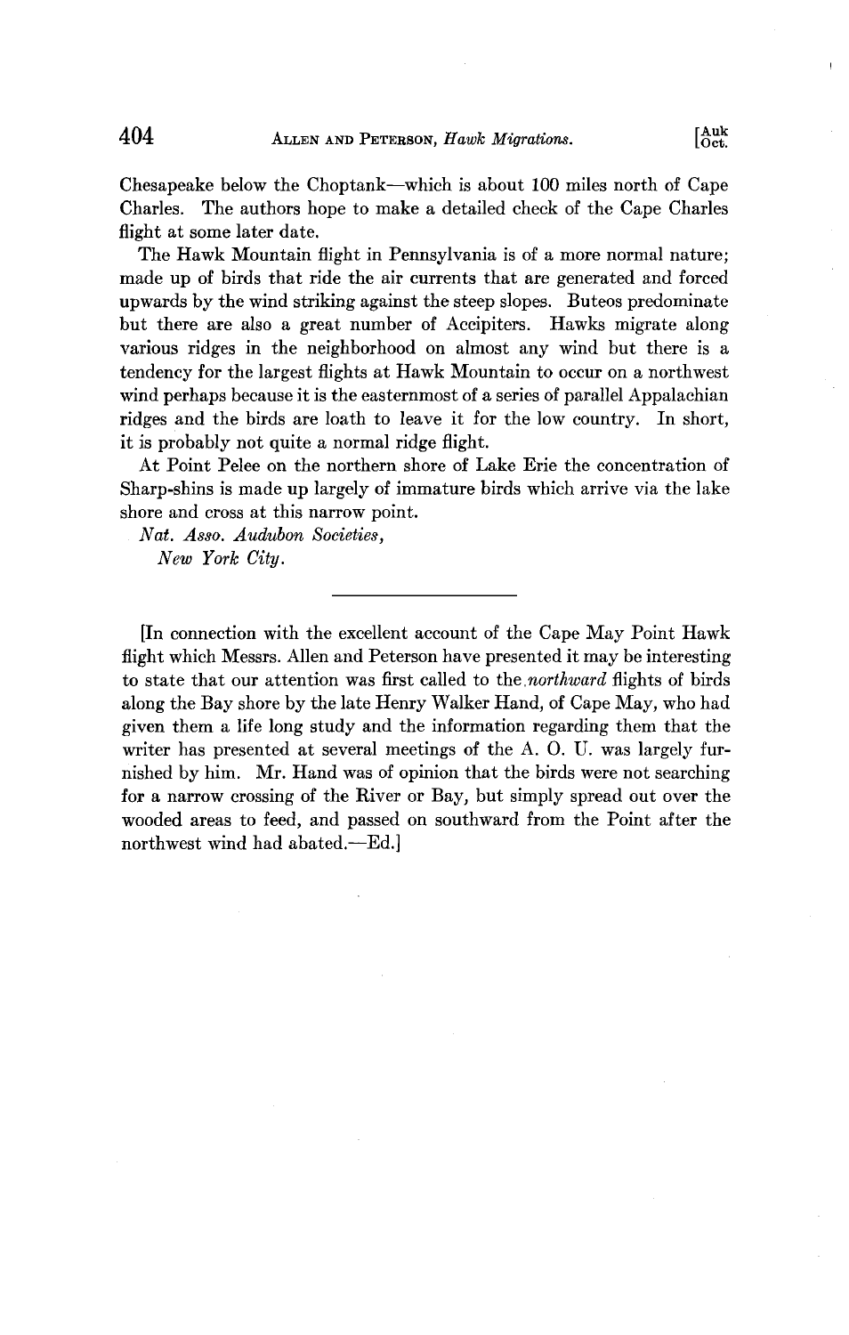Chesapeake below the Choptank—which is about 100 miles north of Cape Charles. The authors hope to make a detailed check of the Cape Charles flight at some later date.

The Hawk Mountain flight in Pennsylvania is of a more normal nature; made up of birds that ride the air currents that are generated and forced upwards by the wind striking against the steep slopes. Buteos predominate but there are also a great number of Accipiters. Hawks migrate along various ridges in the neighborhood on almost any wind but there is a tendency for the largest flights at Hawk Mountain to occur on a northwest wind perhaps because it is the easternmost of a series of parallel Appalachian ridges and the birds are loath to leave it for the low country. In short, it is probably not quite a normal ridge flight.

At Point Pelee on the northern shore of Lake Erie the concentration of Sharp-shins is made up largely of immature birds which arrive via the lake shore and cross at this narrow point.

*Nat. Asso. Audubon Societies,*
*New York City.*

---

[In connection with the excellent account of the Cape May Point Hawk flight which Messrs. Allen and Peterson have presented it may be interesting to state that our attention was first called to the *northward* flights of birds along the Bay shore by the late Henry Walker Hand, of Cape May, who had given them a life long study and the information regarding them that the writer has presented at several meetings of the A. O. U. was largely furnished by him. Mr. Hand was of opinion that the birds were not searching for a narrow crossing of the River or Bay, but simply spread out over the wooded areas to feed, and passed on southward from the Point after the northwest wind had abated.—Ed.]